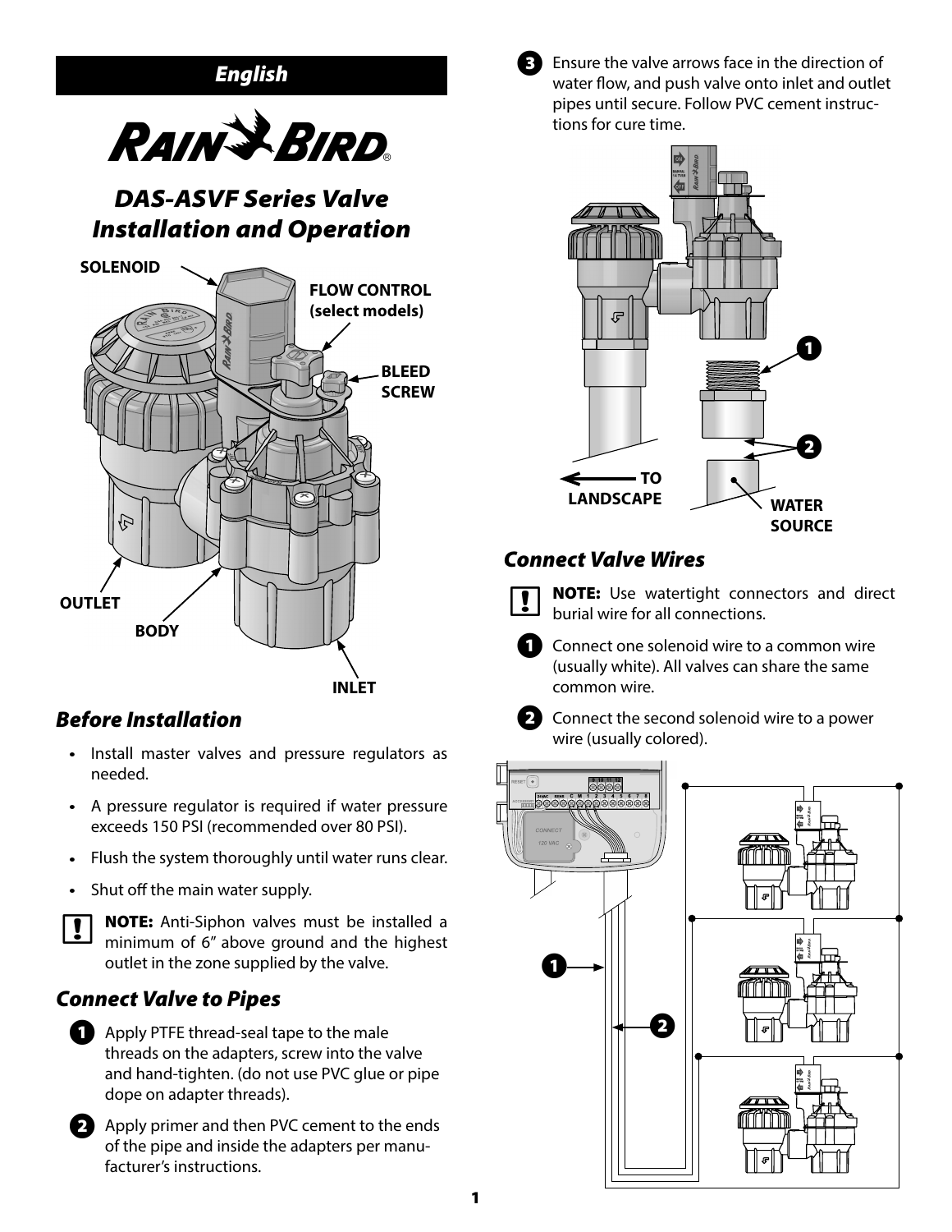English

# DAS-ASVF Series Valve Installation and Operation

SOLENOID

FLOW CONTROL (select models)

BLEED SCREW

OUTLET

BODY

INLET

## Before Installation

- Install master valves and pressure regulators as needed.
- A pressure regulator is required if water pressure exceeds 150 PSI (recommended over 80 PSI).
- Flush the system thoroughly until water runs clear.
- Shut off the main water supply.

**NOTE:** Anti-Siphon valves must be installed a minimum of 6″ above ground and the highest outlet in the zone supplied by the valve.

## Connect Valve to Pipes

1. Apply PTFE thread-seal tape to the male threads on the adapters, screw into the valve and hand-tighten. (do not use PVC glue or pipe dope on adapter threads).
2. Apply primer and then PVC cement to the ends of the pipe and inside the adapters per manufacturer's instructions.
3. Ensure the valve arrows face in the direction of water flow, and push valve onto inlet and outlet pipes until secure. Follow PVC cement instructions for cure time.

TO LANDSCAPE

WATER SOURCE

## Connect Valve Wires

**NOTE:** Use watertight connectors and direct burial wire for all connections.

1. Connect one solenoid wire to a common wire (usually white). All valves can share the same common wire.
2. Connect the second solenoid wire to a power wire (usually colored).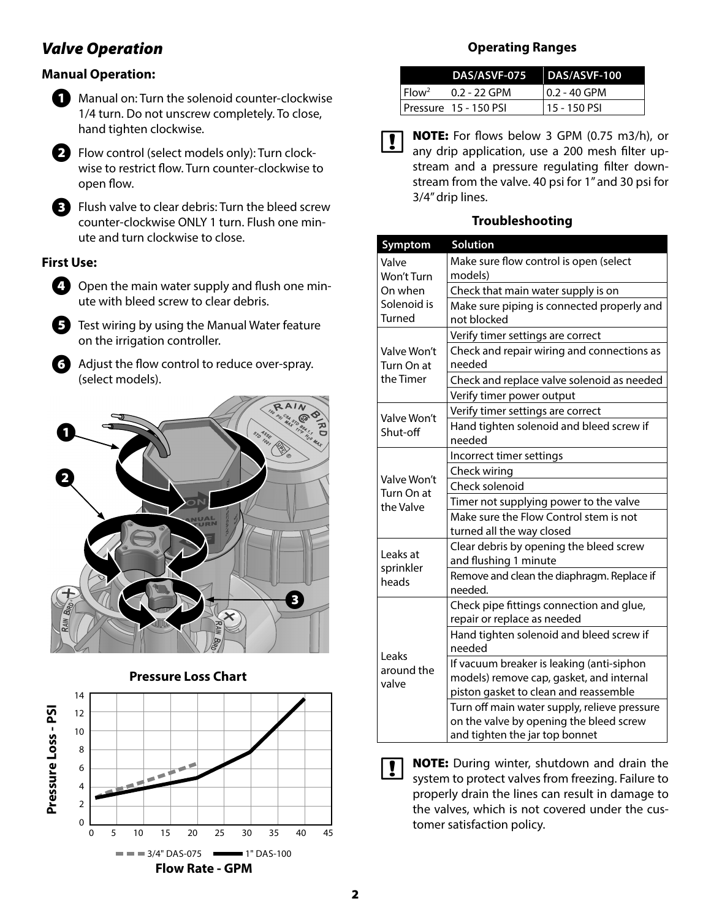## *Valve Operation*

### Manual Operation:

1. Manual on: Turn the solenoid counter-clockwise 1/4 turn. Do not unscrew completely. To close, hand tighten clockwise.
2. Flow control (select models only): Turn clockwise to restrict flow. Turn counter-clockwise to open flow.
3. Flush valve to clear debris: Turn the bleed screw counter-clockwise ONLY 1 turn. Flush one minute and turn clockwise to close.

### First Use:

4. Open the main water supply and flush one minute with bleed screw to clear debris.
5. Test wiring by using the Manual Water feature on the irrigation controller.
6. Adjust the flow control to reduce over-spray. (select models).

**Pressure Loss Chart**

### Operating Ranges

| | DAS/ASVF-075 | DAS/ASVF-100 |
|---|---|---|
| Flow[2] | 0.2 - 22 GPM | 0.2 - 40 GPM |
| Pressure | 15 - 150 PSI | 15 - 150 PSI |

**NOTE:** For flows below 3 GPM (0.75 m3/h), or any drip application, use a 200 mesh filter upstream and a pressure regulating filter downstream from the valve. 40 psi for 1" and 30 psi for 3/4" drip lines.

### Troubleshooting

| Symptom | Solution |
|---|---|
| Valve Won't Turn On when Solenoid is Turned | Make sure flow control is open (select models) |
| | Check that main water supply is on |
| | Make sure piping is connected properly and not blocked |
| Valve Won't Turn On at the Timer | Verify timer settings are correct |
| | Check and repair wiring and connections as needed |
| | Check and replace valve solenoid as needed |
| | Verify timer power output |
| Valve Won't Shut-off | Verify timer settings are correct |
| | Hand tighten solenoid and bleed screw if needed |
| Valve Won't Turn On at the Valve | Incorrect timer settings |
| | Check wiring |
| | Check solenoid |
| | Timer not supplying power to the valve |
| | Make sure the Flow Control stem is not turned all the way closed |
| Leaks at sprinkler heads | Clear debris by opening the bleed screw and flushing 1 minute |
| | Remove and clean the diaphragm. Replace if needed. |
| Leaks around the valve | Check pipe fittings connection and glue, repair or replace as needed |
| | Hand tighten solenoid and bleed screw if needed |
| | If vacuum breaker is leaking (anti-siphon models) remove cap, gasket, and internal piston gasket to clean and reassemble |
| | Turn off main water supply, relieve pressure on the valve by opening the bleed screw and tighten the jar top bonnet |

**NOTE:** During winter, shutdown and drain the system to protect valves from freezing. Failure to properly drain the lines can result in damage to the valves, which is not covered under the customer satisfaction policy.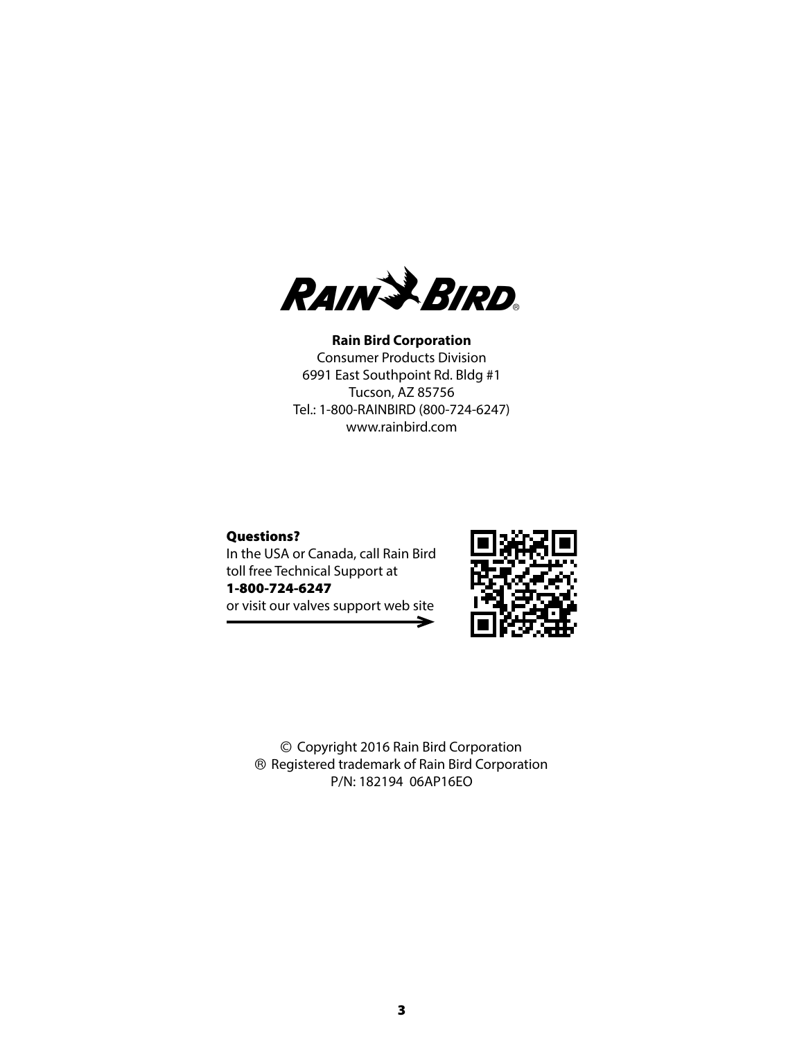**Rain Bird Corporation**
Consumer Products Division
6991 East Southpoint Rd. Bldg #1
Tucson, AZ 85756
Tel.: 1-800-RAINBIRD (800-724-6247)
www.rainbird.com

**Questions?**
In the USA or Canada, call Rain Bird toll free Technical Support at
**1-800-724-6247**
or visit our valves support web site

© Copyright 2016 Rain Bird Corporation
® Registered trademark of Rain Bird Corporation
P/N: 182194 06AP16EO